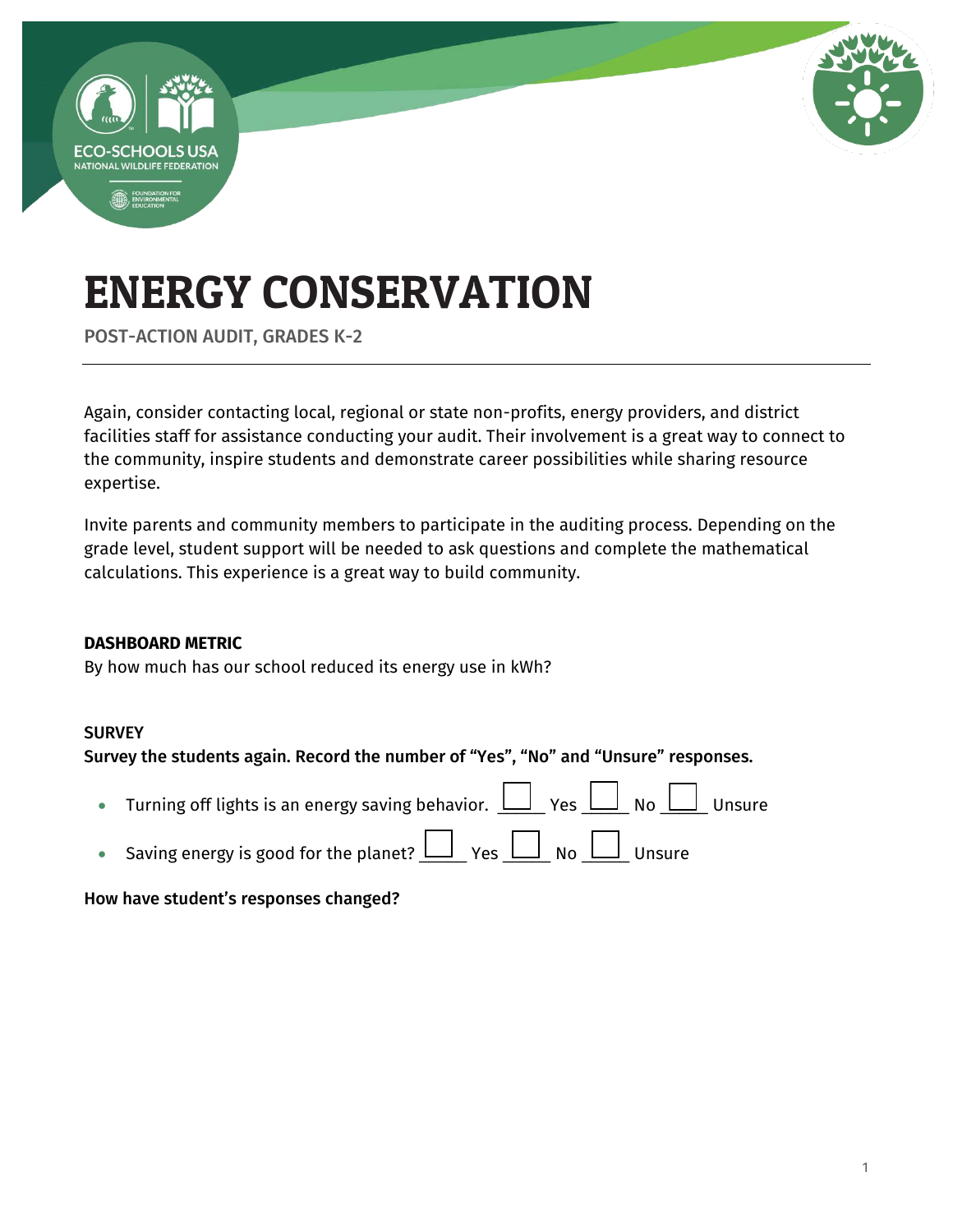# ENERGY CONSERVATION

POST-ACTION AUDIT, GRADES K-2

Again, consider contacting local, regional or state non-profits, energy providers, and district facilities staff for assistance conducting your audit. Their involvement is a great way to connect to the community, inspire students and demonstrate career possibilities while sharing resource expertise.

Invite parents and community members to participate in the auditing process. Depending on the grade level, student support will be needed to ask questions and complete the mathematical calculations. This experience is a great way to build community.

**DASHBOARD METRIC**

By how much has our school reduced its energy use in kWh?

**SURVEY**

**Survey the students again. Record the number of "Yes", "No" and "Unsure" responses.**

- Turning off lights is an energy saving behavior. ☐ Yes ☐ No ☐ Unsure
- Saving energy is good for the planet? ☐ Yes ☐ No ☐ Unsure

**How have student's responses changed?**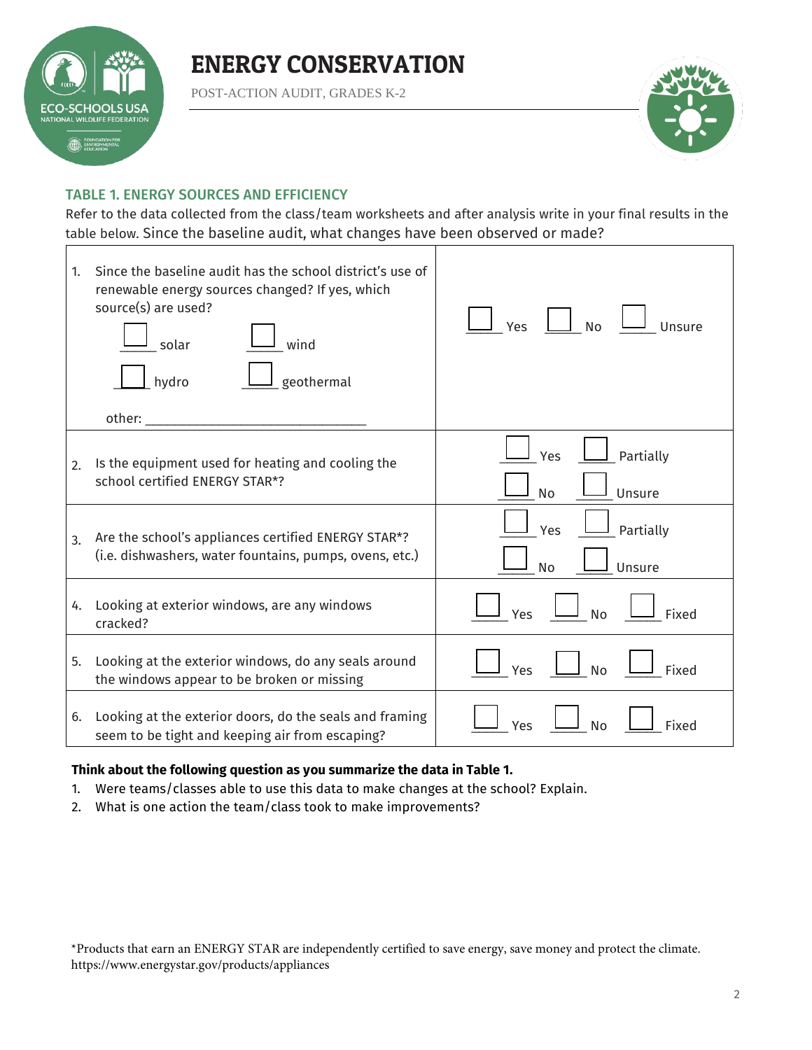# ENERGY CONSERVATION

POST-ACTION AUDIT, GRADES K-2

### TABLE 1. ENERGY SOURCES AND EFFICIENCY

Refer to the data collected from the class/team worksheets and after analysis write in your final results in the table below. Since the baseline audit, what changes have been observed or made?

| | |
|---|---|
| 1. Since the baseline audit has the school district's use of renewable energy sources changed? If yes, which source(s) are used? ☐ solar ☐ wind ☐ hydro ☐ geothermal other: ______________________________ | ☐ Yes ☐ No ☐ Unsure |
| 2. Is the equipment used for heating and cooling the school certified ENERGY STAR*? | ☐ Yes ☐ Partially ☐ No ☐ Unsure |
| 3. Are the school's appliances certified ENERGY STAR*? (i.e. dishwashers, water fountains, pumps, ovens, etc.) | ☐ Yes ☐ Partially ☐ No ☐ Unsure |
| 4. Looking at exterior windows, are any windows cracked? | ☐ Yes ☐ No ☐ Fixed |
| 5. Looking at the exterior windows, do any seals around the windows appear to be broken or missing | ☐ Yes ☐ No ☐ Fixed |
| 6. Looking at the exterior doors, do the seals and framing seem to be tight and keeping air from escaping? | ☐ Yes ☐ No ☐ Fixed |

**Think about the following question as you summarize the data in Table 1.**

1. Were teams/classes able to use this data to make changes at the school? Explain.
2. What is one action the team/class took to make improvements?

*Products that earn an ENERGY STAR are independently certified to save energy, save money and protect the climate. https://www.energystar.gov/products/appliances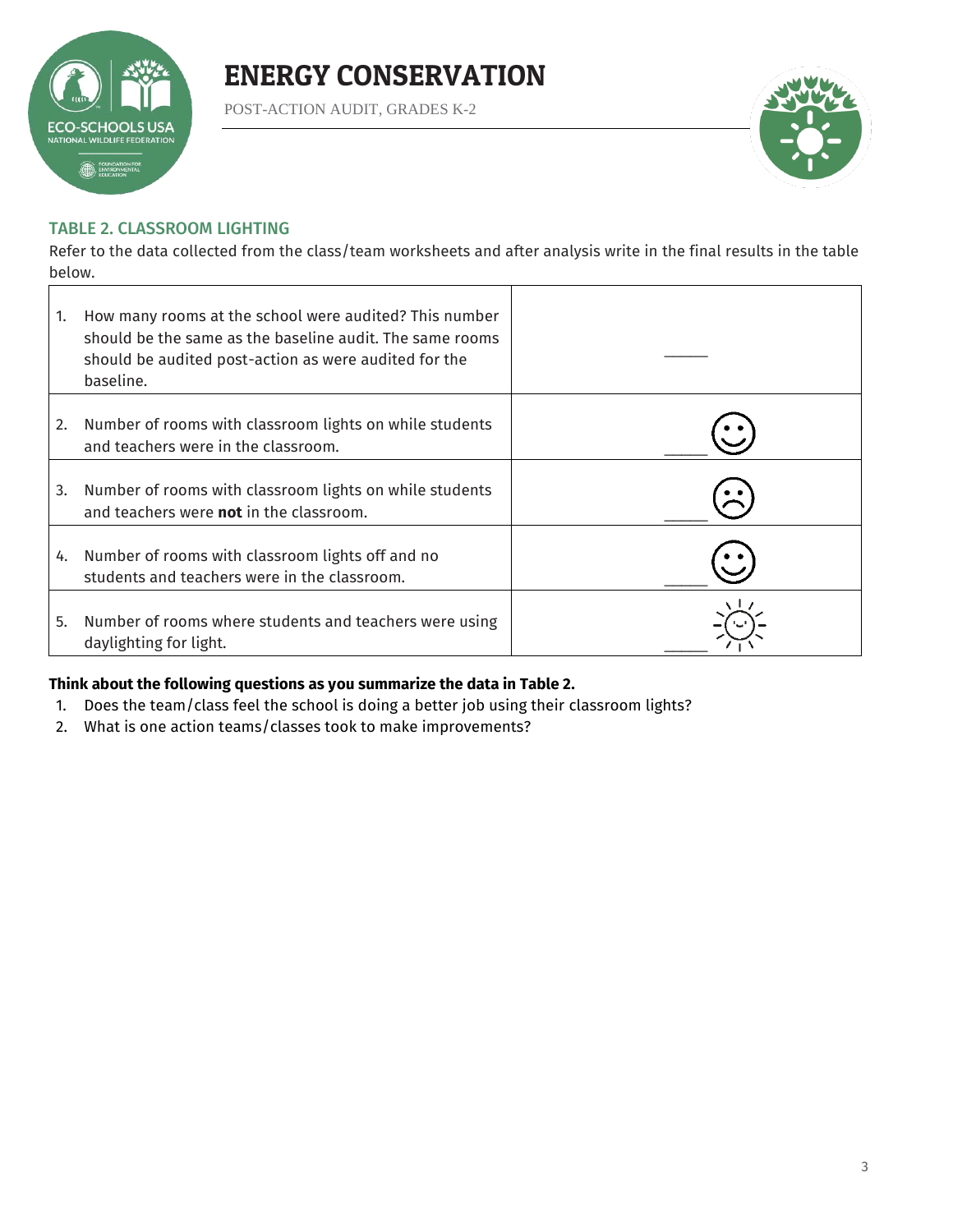# ENERGY CONSERVATION

POST-ACTION AUDIT, GRADES K-2

## TABLE 2. CLASSROOM LIGHTING

Refer to the data collected from the class/team worksheets and after analysis write in the final results in the table below.

| | |
|---|---|
| 1. How many rooms at the school were audited? This number should be the same as the baseline audit. The same rooms should be audited post-action as were audited for the baseline. | _____ |
| 2. Number of rooms with classroom lights on while students and teachers were in the classroom. | _____ |
| 3. Number of rooms with classroom lights on while students and teachers were **not** in the classroom. | _____ |
| 4. Number of rooms with classroom lights off and no students and teachers were in the classroom. | _____ |
| 5. Number of rooms where students and teachers were using daylighting for light. | _____ |

**Think about the following questions as you summarize the data in Table 2.**

1. Does the team/class feel the school is doing a better job using their classroom lights?
2. What is one action teams/classes took to make improvements?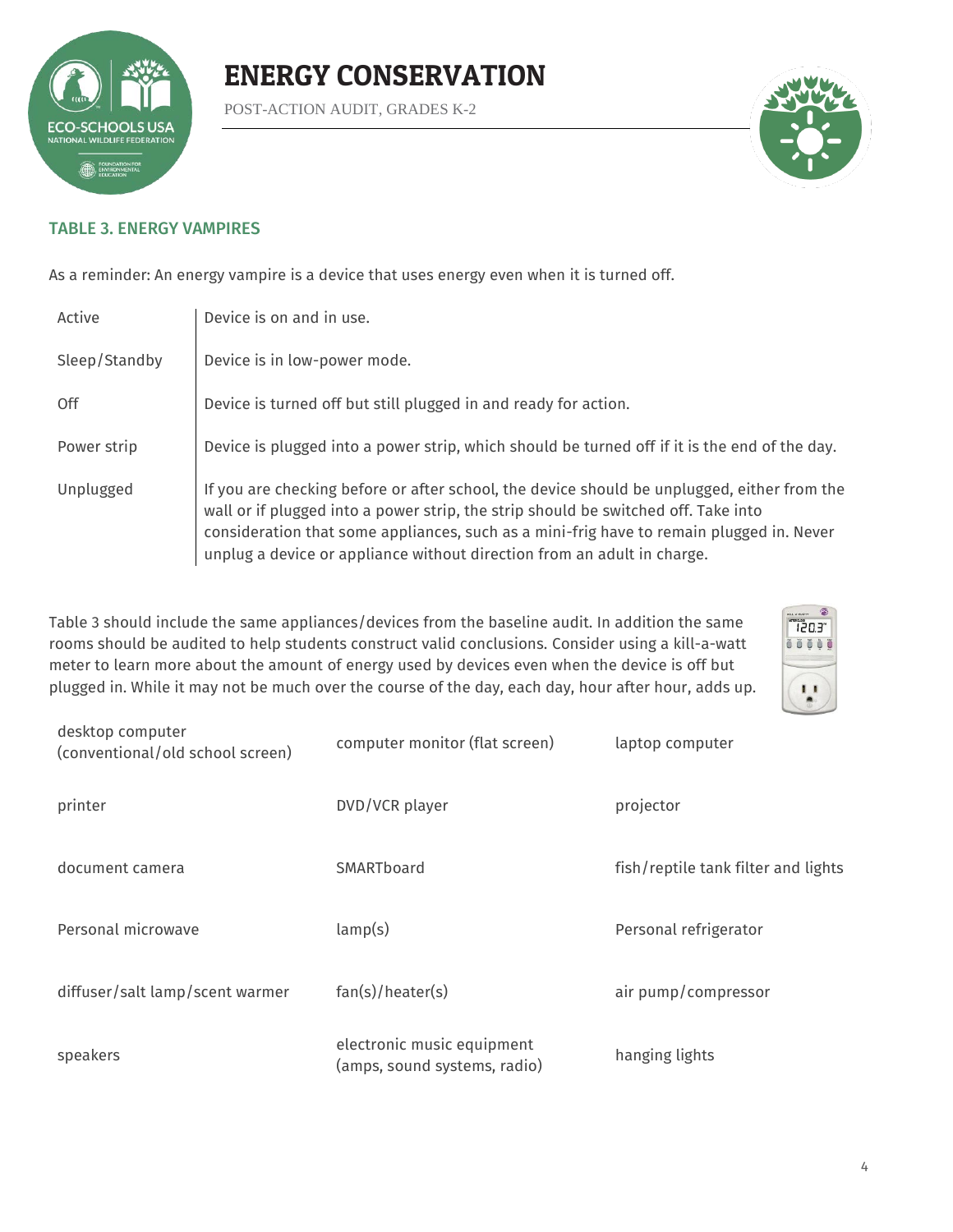# ENERGY CONSERVATION

POST-ACTION AUDIT, GRADES K-2

## TABLE 3. ENERGY VAMPIRES

As a reminder: An energy vampire is a device that uses energy even when it is turned off.

| | |
|---|---|
| Active | Device is on and in use. |
| Sleep/Standby | Device is in low-power mode. |
| Off | Device is turned off but still plugged in and ready for action. |
| Power strip | Device is plugged into a power strip, which should be turned off if it is the end of the day. |
| Unplugged | If you are checking before or after school, the device should be unplugged, either from the wall or if plugged into a power strip, the strip should be switched off. Take into consideration that some appliances, such as a mini-frig have to remain plugged in. Never unplug a device or appliance without direction from an adult in charge. |

Table 3 should include the same appliances/devices from the baseline audit. In addition the same rooms should be audited to help students construct valid conclusions. Consider using a kill-a-watt meter to learn more about the amount of energy used by devices even when the device is off but plugged in. While it may not be much over the course of the day, each day, hour after hour, adds up.

| | | |
|---|---|---|
| desktop computer (conventional/old school screen) | computer monitor (flat screen) | laptop computer |
| printer | DVD/VCR player | projector |
| document camera | SMARTboard | fish/reptile tank filter and lights |
| Personal microwave | lamp(s) | Personal refrigerator |
| diffuser/salt lamp/scent warmer | fan(s)/heater(s) | air pump/compressor |
| speakers | electronic music equipment (amps, sound systems, radio) | hanging lights |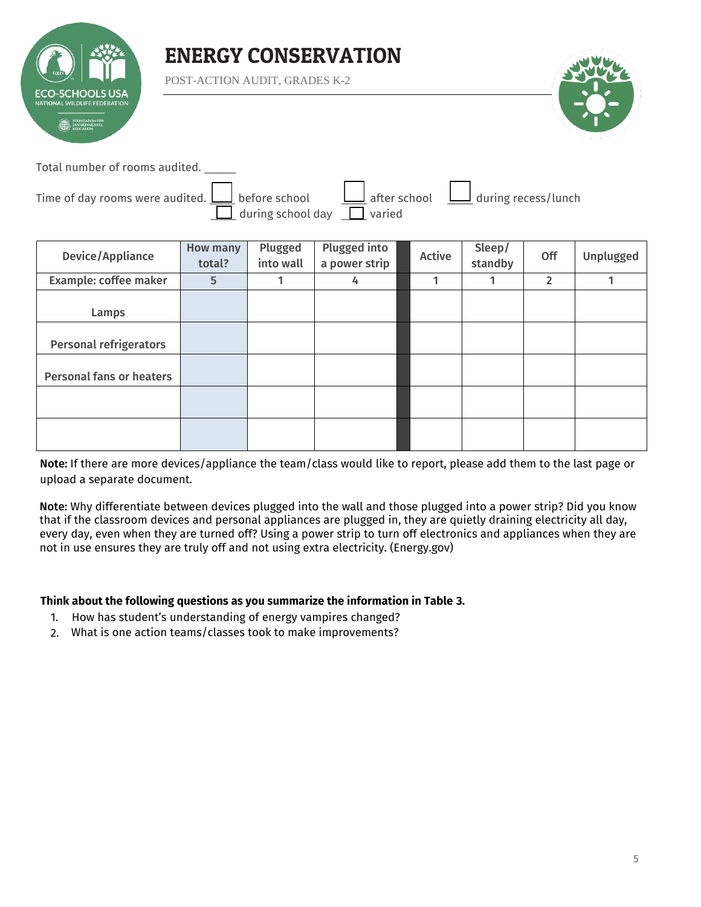# ENERGY CONSERVATION

POST-ACTION AUDIT, GRADES K-2

Total number of rooms audited. ______

Time of day rooms were audited. ☐ before school ☐ after school ☐ during recess/lunch ☐ during school day ☐ varied

| Device/Appliance | How many total? | Plugged into wall | Plugged into a power strip | | Active | Sleep/ standby | Off | Unplugged |
|---|---|---|---|---|---|---|---|---|
| Example: coffee maker | 5 | 1 | 4 | | 1 | 1 | 2 | 1 |
| Lamps | | | | | | | | |
| Personal refrigerators | | | | | | | | |
| Personal fans or heaters | | | | | | | | |
| | | | | | | | | |
| | | | | | | | | |

**Note:** If there are more devices/appliance the team/class would like to report, please add them to the last page or upload a separate document.

**Note:** Why differentiate between devices plugged into the wall and those plugged into a power strip? Did you know that if the classroom devices and personal appliances are plugged in, they are quietly draining electricity all day, every day, even when they are turned off? Using a power strip to turn off electronics and appliances when they are not in use ensures they are truly off and not using extra electricity. (Energy.gov)

**Think about the following questions as you summarize the information in Table 3.**

1. How has student's understanding of energy vampires changed?
2. What is one action teams/classes took to make improvements?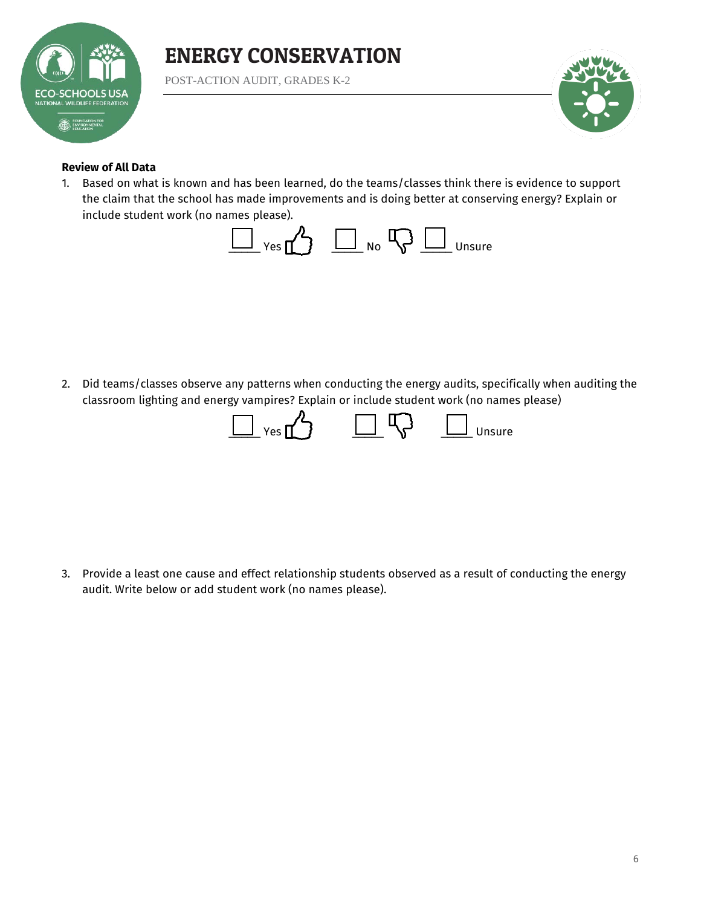# ENERGY CONSERVATION

POST-ACTION AUDIT, GRADES K-2

**Review of All Data**

1. Based on what is known and has been learned, do the teams/classes think there is evidence to support the claim that the school has made improvements and is doing better at conserving energy? Explain or include student work (no names please).

☐ ____ Yes ☐ ____ No ☐ ____ Unsure

2. Did teams/classes observe any patterns when conducting the energy audits, specifically when auditing the classroom lighting and energy vampires? Explain or include student work (no names please)

☐ ____ Yes ☐ ____ ☐ ____ Unsure

3. Provide a least one cause and effect relationship students observed as a result of conducting the energy audit. Write below or add student work (no names please).